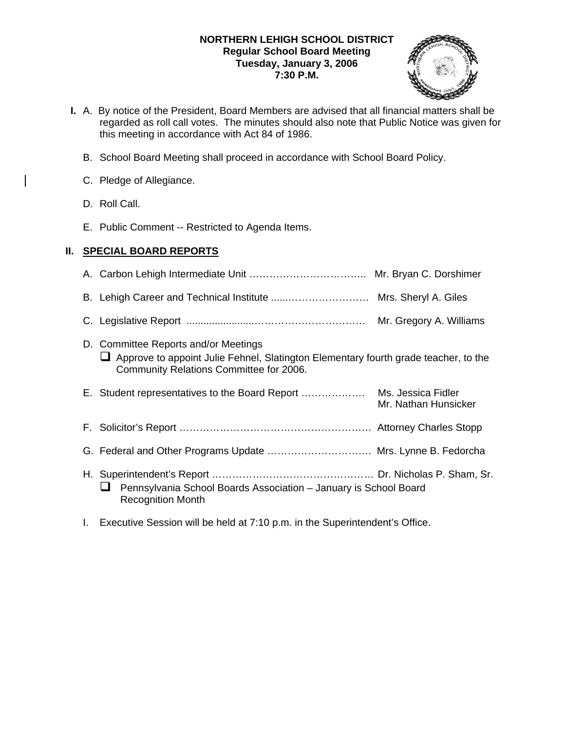**NORTHERN LEHIGH SCHOOL DISTRICT**
**Regular School Board Meeting**
**Tuesday, January 3, 2006**
**7:30 P.M.**

**I.** A. By notice of the President, Board Members are advised that all financial matters shall be regarded as roll call votes. The minutes should also note that Public Notice was given for this meeting in accordance with Act 84 of 1986.

B. School Board Meeting shall proceed in accordance with School Board Policy.

C. Pledge of Allegiance.

D. Roll Call.

E. Public Comment -- Restricted to Agenda Items.

## II. SPECIAL BOARD REPORTS

A. Carbon Lehigh Intermediate Unit …………………………….. Mr. Bryan C. Dorshimer

B. Lehigh Career and Technical Institute .....……………………… Mrs. Sheryl A. Giles

C. Legislative Report .......................……………………………. Mr. Gregory A. Williams

D. Committee Reports and/or Meetings
- ❑ Approve to appoint Julie Fehnel, Slatington Elementary fourth grade teacher, to the Community Relations Committee for 2006.

E. Student representatives to the Board Report ………………. Ms. Jessica Fidler
Mr. Nathan Hunsicker

F. Solicitor's Report …………………………………………………. Attorney Charles Stopp

G. Federal and Other Programs Update …………………………. Mrs. Lynne B. Fedorcha

H. Superintendent's Report ………………………………………… Dr. Nicholas P. Sham, Sr.
- ❑ Pennsylvania School Boards Association – January is School Board Recognition Month

I. Executive Session will be held at 7:10 p.m. in the Superintendent's Office.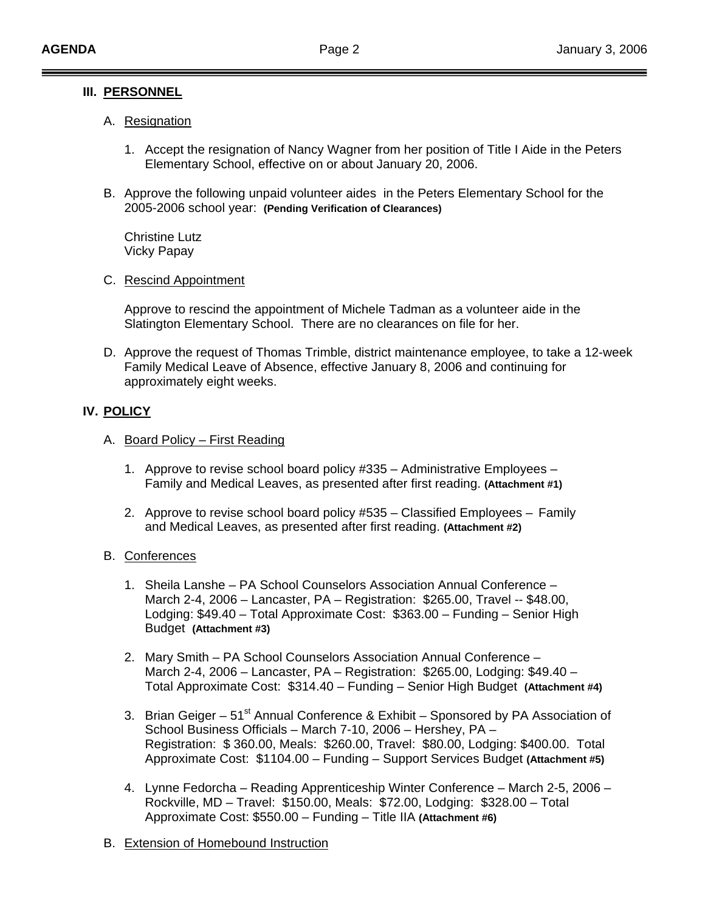## III. PERSONNEL

A. Resignation

1. Accept the resignation of Nancy Wagner from her position of Title I Aide in the Peters Elementary School, effective on or about January 20, 2006.

B. Approve the following unpaid volunteer aides in the Peters Elementary School for the 2005-2006 school year: **(Pending Verification of Clearances)**

Christine Lutz
Vicky Papay

C. Rescind Appointment

Approve to rescind the appointment of Michele Tadman as a volunteer aide in the Slatington Elementary School. There are no clearances on file for her.

D. Approve the request of Thomas Trimble, district maintenance employee, to take a 12-week Family Medical Leave of Absence, effective January 8, 2006 and continuing for approximately eight weeks.

## IV. POLICY

A. Board Policy – First Reading

1. Approve to revise school board policy #335 – Administrative Employees – Family and Medical Leaves, as presented after first reading. **(Attachment #1)**

2. Approve to revise school board policy #535 – Classified Employees – Family and Medical Leaves, as presented after first reading. **(Attachment #2)**

B. Conferences

1. Sheila Lanshe – PA School Counselors Association Annual Conference – March 2-4, 2006 – Lancaster, PA – Registration: $265.00, Travel -- $48.00, Lodging: $49.40 – Total Approximate Cost: $363.00 – Funding – Senior High Budget **(Attachment #3)**

2. Mary Smith – PA School Counselors Association Annual Conference – March 2-4, 2006 – Lancaster, PA – Registration: $265.00, Lodging: $49.40 – Total Approximate Cost: $314.40 – Funding – Senior High Budget **(Attachment #4)**

3. Brian Geiger – 51st Annual Conference & Exhibit – Sponsored by PA Association of School Business Officials – March 7-10, 2006 – Hershey, PA – Registration: $ 360.00, Meals: $260.00, Travel: $80.00, Lodging: $400.00. Total Approximate Cost: $1104.00 – Funding – Support Services Budget **(Attachment #5)**

4. Lynne Fedorcha – Reading Apprenticeship Winter Conference – March 2-5, 2006 – Rockville, MD – Travel: $150.00, Meals: $72.00, Lodging: $328.00 – Total Approximate Cost: $550.00 – Funding – Title IIA **(Attachment #6)**

B. Extension of Homebound Instruction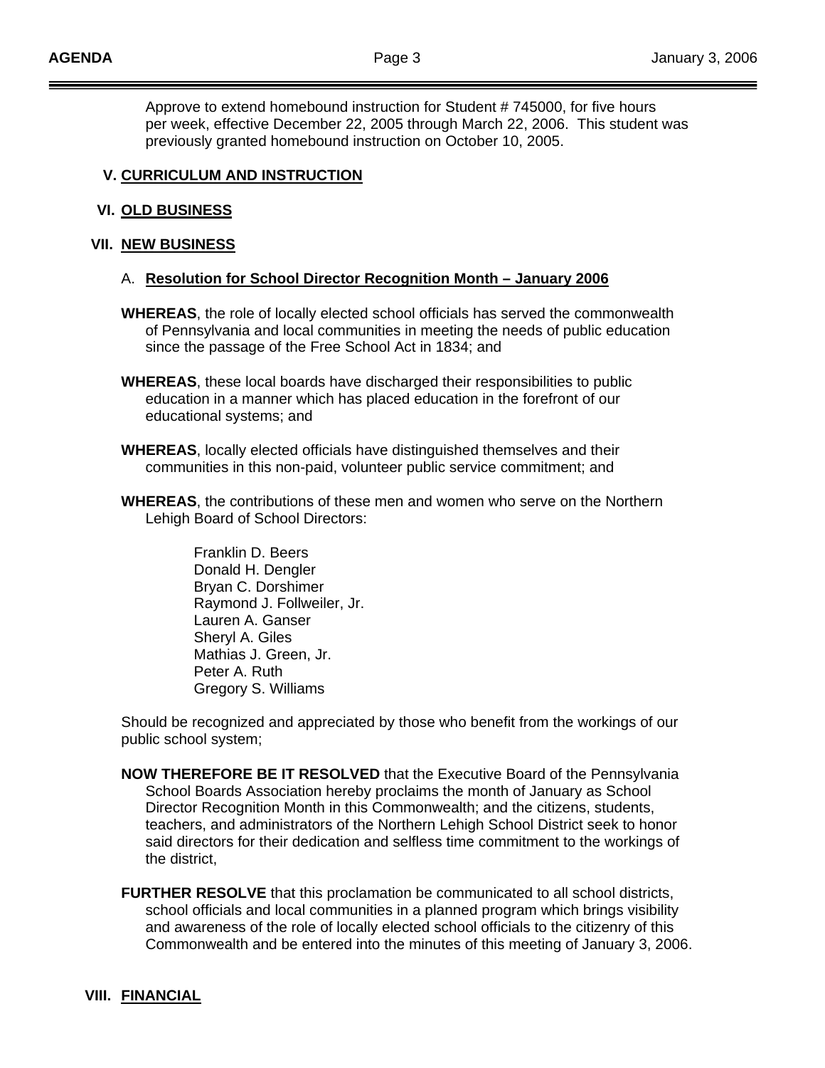Approve to extend homebound instruction for Student # 745000, for five hours per week, effective December 22, 2005 through March 22, 2006. This student was previously granted homebound instruction on October 10, 2005.

## V. CURRICULUM AND INSTRUCTION

## VI. OLD BUSINESS

## VII. NEW BUSINESS

### A. Resolution for School Director Recognition Month – January 2006

**WHEREAS**, the role of locally elected school officials has served the commonwealth of Pennsylvania and local communities in meeting the needs of public education since the passage of the Free School Act in 1834; and

**WHEREAS**, these local boards have discharged their responsibilities to public education in a manner which has placed education in the forefront of our educational systems; and

**WHEREAS**, locally elected officials have distinguished themselves and their communities in this non-paid, volunteer public service commitment; and

**WHEREAS**, the contributions of these men and women who serve on the Northern Lehigh Board of School Directors:

Franklin D. Beers  
Donald H. Dengler  
Bryan C. Dorshimer  
Raymond J. Follweiler, Jr.  
Lauren A. Ganser  
Sheryl A. Giles  
Mathias J. Green, Jr.  
Peter A. Ruth  
Gregory S. Williams

Should be recognized and appreciated by those who benefit from the workings of our public school system;

**NOW THEREFORE BE IT RESOLVED** that the Executive Board of the Pennsylvania School Boards Association hereby proclaims the month of January as School Director Recognition Month in this Commonwealth; and the citizens, students, teachers, and administrators of the Northern Lehigh School District seek to honor said directors for their dedication and selfless time commitment to the workings of the district,

**FURTHER RESOLVE** that this proclamation be communicated to all school districts, school officials and local communities in a planned program which brings visibility and awareness of the role of locally elected school officials to the citizenry of this Commonwealth and be entered into the minutes of this meeting of January 3, 2006.

## VIII. FINANCIAL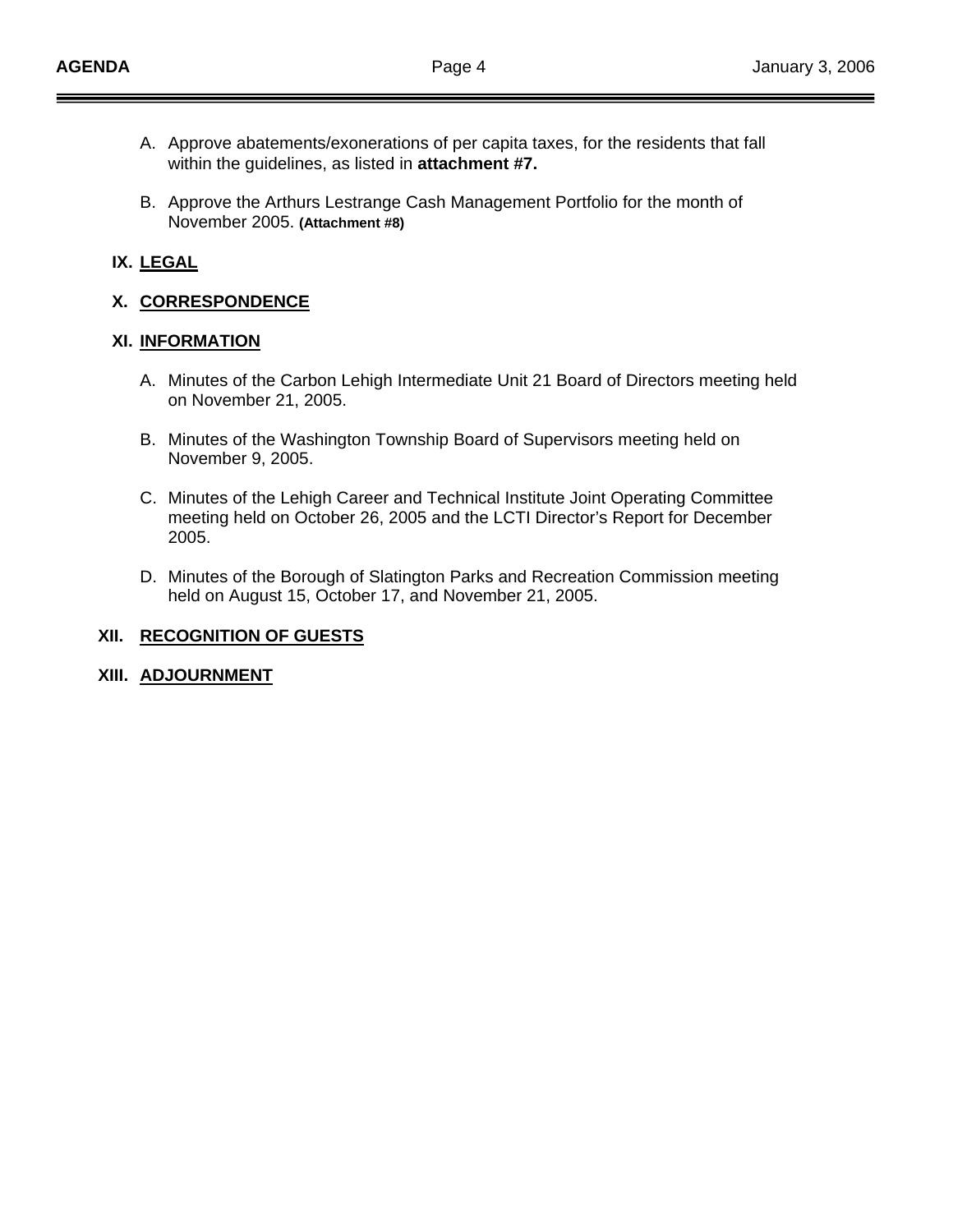A. Approve abatements/exonerations of per capita taxes, for the residents that fall within the guidelines, as listed in **attachment #7.**

B. Approve the Arthurs Lestrange Cash Management Portfolio for the month of November 2005. **(Attachment #8)**

## IX. LEGAL

## X. CORRESPONDENCE

## XI. INFORMATION

A. Minutes of the Carbon Lehigh Intermediate Unit 21 Board of Directors meeting held on November 21, 2005.

B. Minutes of the Washington Township Board of Supervisors meeting held on November 9, 2005.

C. Minutes of the Lehigh Career and Technical Institute Joint Operating Committee meeting held on October 26, 2005 and the LCTI Director's Report for December 2005.

D. Minutes of the Borough of Slatington Parks and Recreation Commission meeting held on August 15, October 17, and November 21, 2005.

## XII. RECOGNITION OF GUESTS

## XIII. ADJOURNMENT